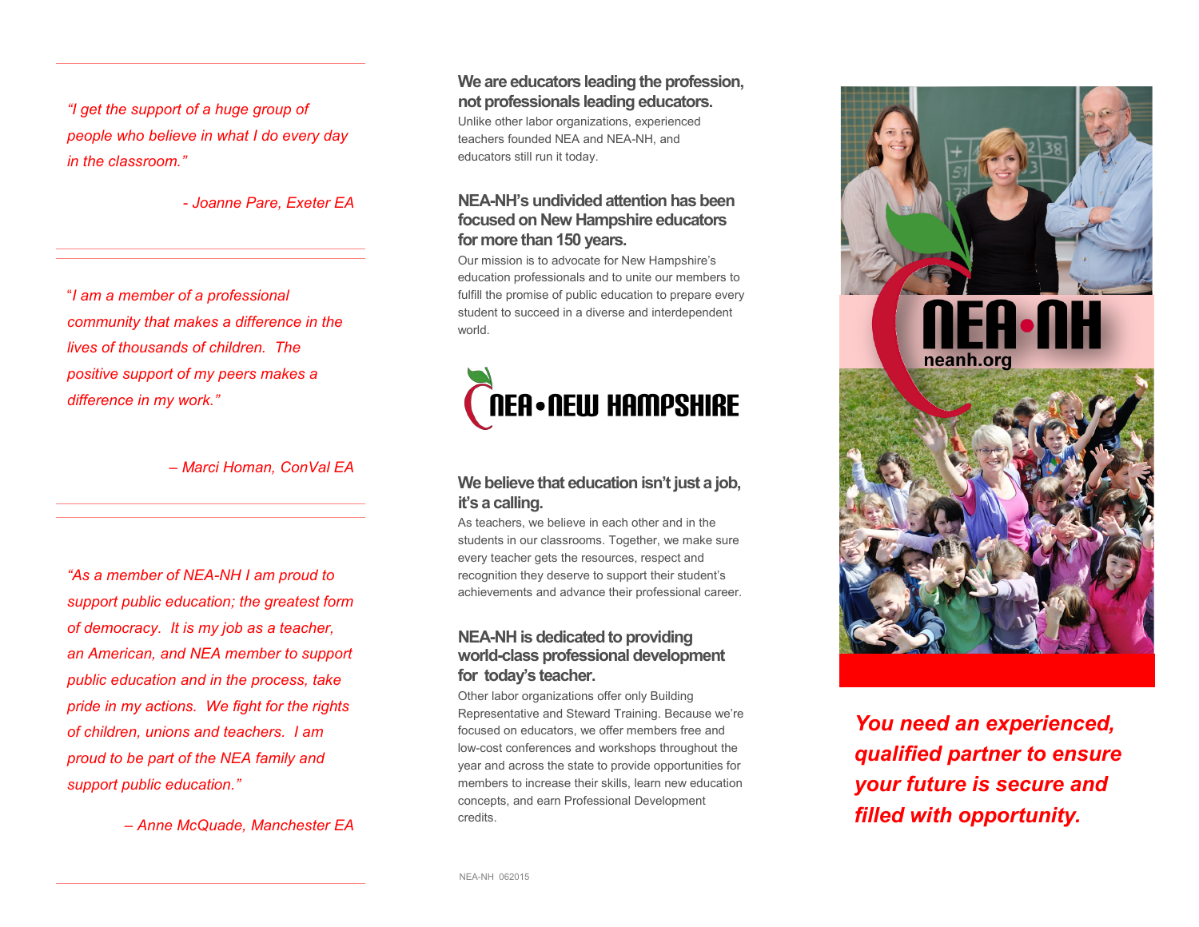*"I get the support of a huge group of people who believe in what I do every day in the classroom."*

*- Joanne Pare, Exeter EA*

---

*"I am a member of a professional community that makes a difference in the lives of thousands of children. The positive support of my peers makes a difference in my work."*

*– Marci Homan, ConVal EA*

---

*"As a member of NEA-NH I am proud to support public education; the greatest form of democracy. It is my job as a teacher, an American, and NEA member to support public education and in the process, take pride in my actions. We fight for the rights of children, unions and teachers. I am proud to be part of the NEA family and support public education."*

*– Anne McQuade, Manchester EA*

---

## We are educators leading the profession, not professionals leading educators.

Unlike other labor organizations, experienced teachers founded NEA and NEA-NH, and educators still run it today.

## NEA-NH's undivided attention has been focused on New Hampshire educators for more than 150 years.

Our mission is to advocate for New Hampshire's education professionals and to unite our members to fulfill the promise of public education to prepare every student to succeed in a diverse and interdependent world.

**NEA • NEW HAMPSHIRE**

## We believe that education isn't just a job, it's a calling.

As teachers, we believe in each other and in the students in our classrooms. Together, we make sure every teacher gets the resources, respect and recognition they deserve to support their student's achievements and advance their professional career.

## NEA-NH is dedicated to providing world-class professional development for today's teacher.

Other labor organizations offer only Building Representative and Steward Training. Because we're focused on educators, we offer members free and low-cost conferences and workshops throughout the year and across the state to provide opportunities for members to increase their skills, learn new education concepts, and earn Professional Development credits.

NEA-NH 062015

**NEA•NH**

neanh.org

***You need an experienced, qualified partner to ensure your future is secure and filled with opportunity.***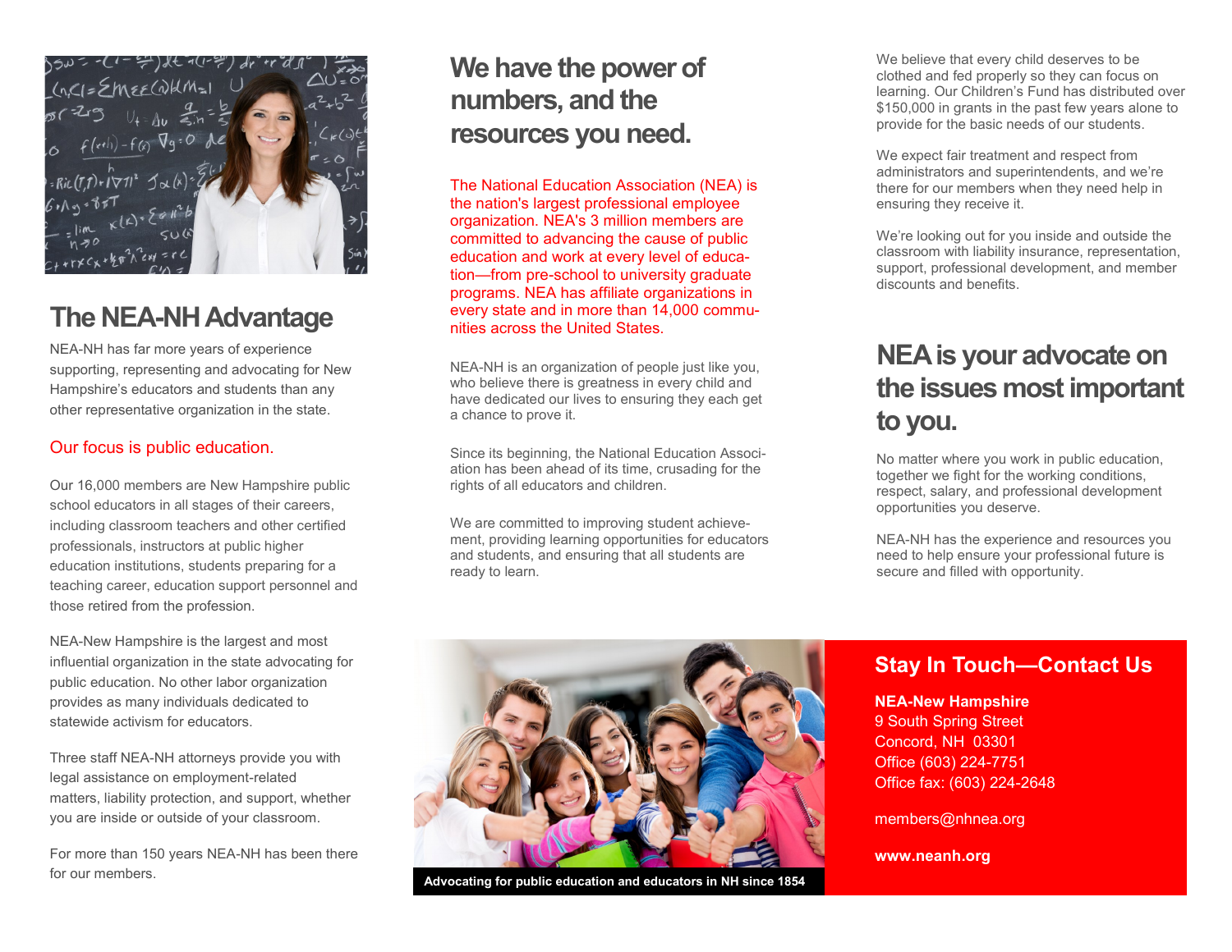## The NEA-NH Advantage

NEA-NH has far more years of experience supporting, representing and advocating for New Hampshire's educators and students than any other representative organization in the state.

Our focus is public education.

Our 16,000 members are New Hampshire public school educators in all stages of their careers, including classroom teachers and other certified professionals, instructors at public higher education institutions, students preparing for a teaching career, education support personnel and those retired from the profession.

NEA-New Hampshire is the largest and most influential organization in the state advocating for public education. No other labor organization provides as many individuals dedicated to statewide activism for educators.

Three staff NEA-NH attorneys provide you with legal assistance on employment-related matters, liability protection, and support, whether you are inside or outside of your classroom.

For more than 150 years NEA-NH has been there for our members.

## We have the power of numbers, and the resources you need.

The National Education Association (NEA) is the nation's largest professional employee organization. NEA's 3 million members are committed to advancing the cause of public education and work at every level of education—from pre-school to university graduate programs. NEA has affiliate organizations in every state and in more than 14,000 communities across the United States.

NEA-NH is an organization of people just like you, who believe there is greatness in every child and have dedicated our lives to ensuring they each get a chance to prove it.

Since its beginning, the National Education Association has been ahead of its time, crusading for the rights of all educators and children.

We are committed to improving student achievement, providing learning opportunities for educators and students, and ensuring that all students are ready to learn.

We believe that every child deserves to be clothed and fed properly so they can focus on learning. Our Children's Fund has distributed over $150,000 in grants in the past few years alone to provide for the basic needs of our students.

We expect fair treatment and respect from administrators and superintendents, and we're there for our members when they need help in ensuring they receive it.

We're looking out for you inside and outside the classroom with liability insurance, representation, support, professional development, and member discounts and benefits.

## NEA is your advocate on the issues most important to you.

No matter where you work in public education, together we fight for the working conditions, respect, salary, and professional development opportunities you deserve.

NEA-NH has the experience and resources you need to help ensure your professional future is secure and filled with opportunity.

**Advocating for public education and educators in NH since 1854**

### Stay In Touch—Contact Us

**NEA-New Hampshire**
9 South Spring Street
Concord, NH 03301
Office (603) 224-7751
Office fax: (603) 224-2648

members@nhnea.org

**www.neanh.org**